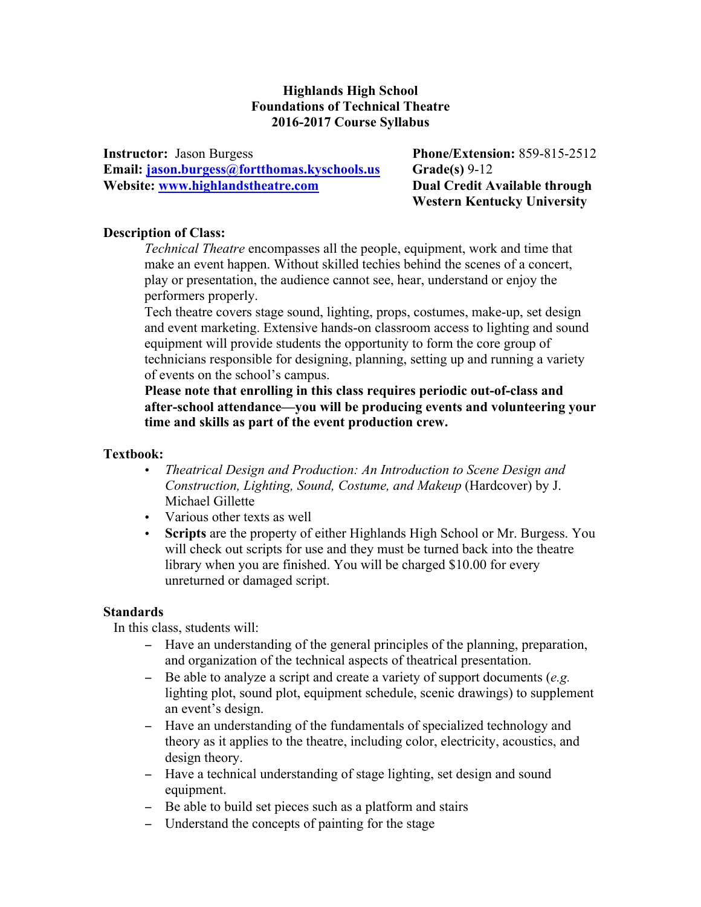**Highlands High School**
**Foundations of Technical Theatre**
**2016-2017 Course Syllabus**

**Instructor:** Jason Burgess
**Email:** [jason.burgess@fortthomas.kyschools.us](mailto:jason.burgess@fortthomas.kyschools.us)
**Website:** [www.highlandstheatre.com](http://www.highlandstheatre.com)

**Phone/Extension:** 859-815-2512
**Grade(s)** 9-12
**Dual Credit Available through Western Kentucky University**

## Description of Class:

*Technical Theatre* encompasses all the people, equipment, work and time that make an event happen. Without skilled techies behind the scenes of a concert, play or presentation, the audience cannot see, hear, understand or enjoy the performers properly.

Tech theatre covers stage sound, lighting, props, costumes, make-up, set design and event marketing. Extensive hands-on classroom access to lighting and sound equipment will provide students the opportunity to form the core group of technicians responsible for designing, planning, setting up and running a variety of events on the school's campus.

**Please note that enrolling in this class requires periodic out-of-class and after-school attendance—you will be producing events and volunteering your time and skills as part of the event production crew.**

## Textbook:

- *Theatrical Design and Production: An Introduction to Scene Design and Construction, Lighting, Sound, Costume, and Makeup* (Hardcover) by J. Michael Gillette
- Various other texts as well
- **Scripts** are the property of either Highlands High School or Mr. Burgess. You will check out scripts for use and they must be turned back into the theatre library when you are finished. You will be charged $10.00 for every unreturned or damaged script.

## Standards

In this class, students will:

- Have an understanding of the general principles of the planning, preparation, and organization of the technical aspects of theatrical presentation.
- Be able to analyze a script and create a variety of support documents (*e.g.* lighting plot, sound plot, equipment schedule, scenic drawings) to supplement an event's design.
- Have an understanding of the fundamentals of specialized technology and theory as it applies to the theatre, including color, electricity, acoustics, and design theory.
- Have a technical understanding of stage lighting, set design and sound equipment.
- Be able to build set pieces such as a platform and stairs
- Understand the concepts of painting for the stage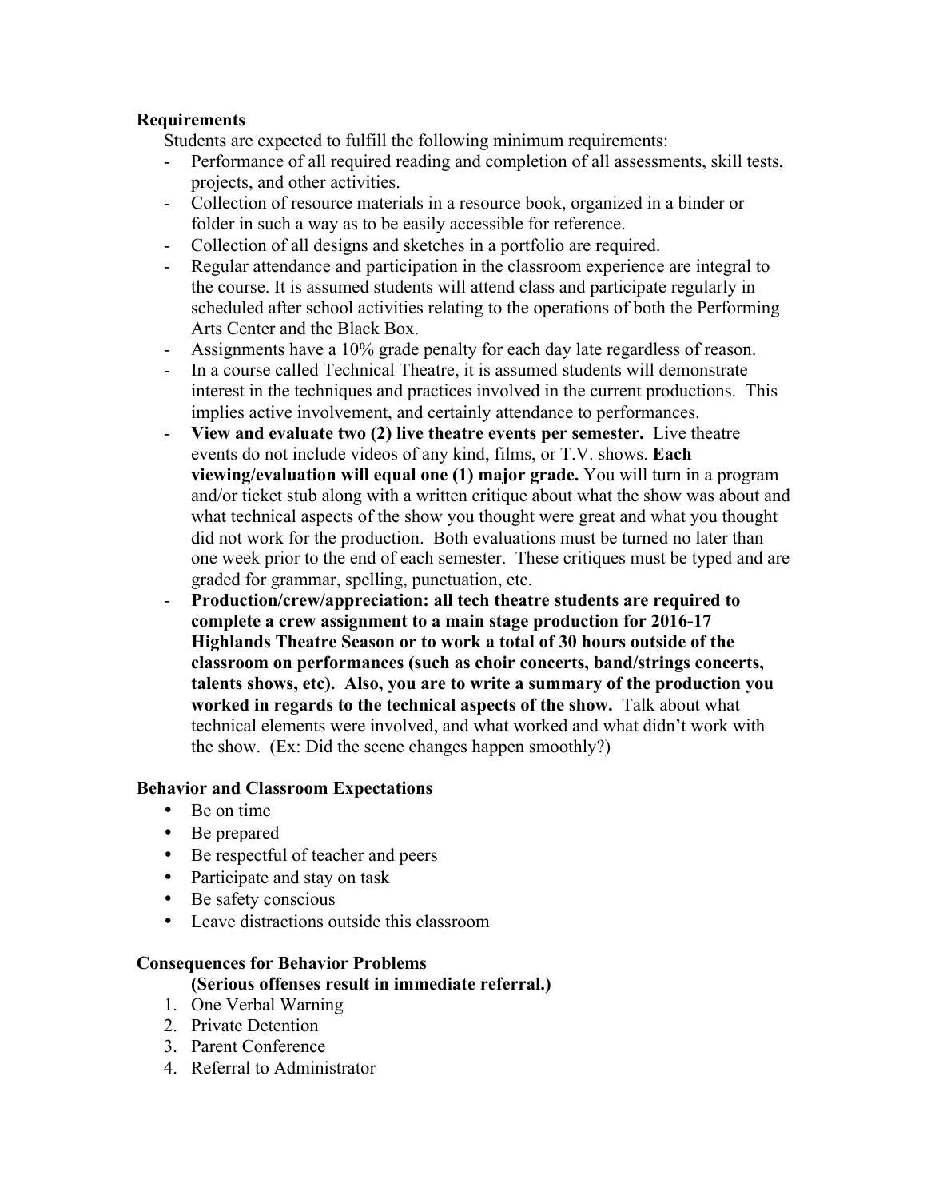**Requirements**

Students are expected to fulfill the following minimum requirements:

- Performance of all required reading and completion of all assessments, skill tests, projects, and other activities.
- Collection of resource materials in a resource book, organized in a binder or folder in such a way as to be easily accessible for reference.
- Collection of all designs and sketches in a portfolio are required.
- Regular attendance and participation in the classroom experience are integral to the course. It is assumed students will attend class and participate regularly in scheduled after school activities relating to the operations of both the Performing Arts Center and the Black Box.
- Assignments have a 10% grade penalty for each day late regardless of reason.
- In a course called Technical Theatre, it is assumed students will demonstrate interest in the techniques and practices involved in the current productions. This implies active involvement, and certainly attendance to performances.
- **View and evaluate two (2) live theatre events per semester.** Live theatre events do not include videos of any kind, films, or T.V. shows. **Each viewing/evaluation will equal one (1) major grade.** You will turn in a program and/or ticket stub along with a written critique about what the show was about and what technical aspects of the show you thought were great and what you thought did not work for the production. Both evaluations must be turned no later than one week prior to the end of each semester. These critiques must be typed and are graded for grammar, spelling, punctuation, etc.
- **Production/crew/appreciation: all tech theatre students are required to complete a crew assignment to a main stage production for 2016-17 Highlands Theatre Season or to work a total of 30 hours outside of the classroom on performances (such as choir concerts, band/strings concerts, talents shows, etc). Also, you are to write a summary of the production you worked in regards to the technical aspects of the show.** Talk about what technical elements were involved, and what worked and what didn't work with the show. (Ex: Did the scene changes happen smoothly?)

**Behavior and Classroom Expectations**

- Be on time
- Be prepared
- Be respectful of teacher and peers
- Participate and stay on task
- Be safety conscious
- Leave distractions outside this classroom

**Consequences for Behavior Problems**

**(Serious offenses result in immediate referral.)**

1. One Verbal Warning
2. Private Detention
3. Parent Conference
4. Referral to Administrator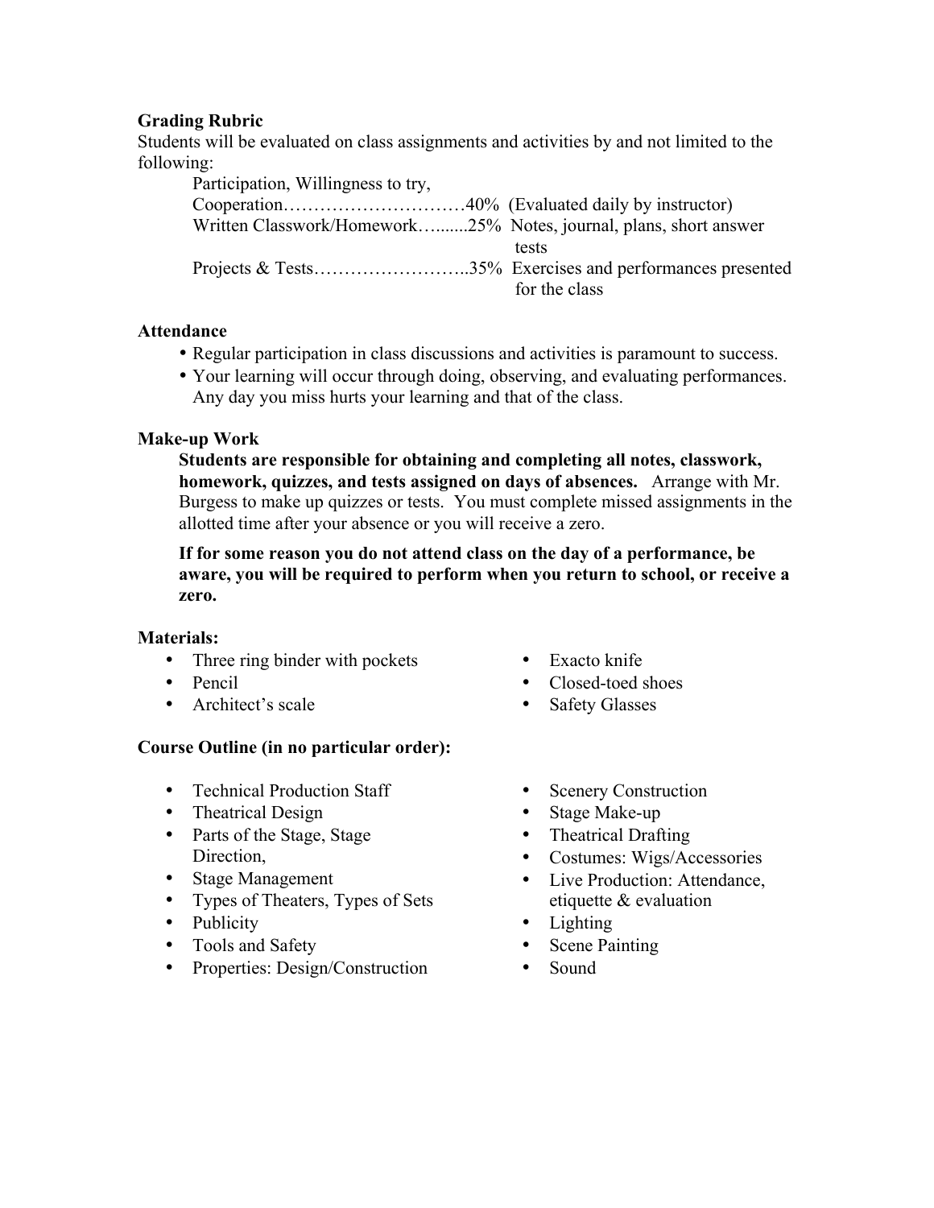**Grading Rubric**

Students will be evaluated on class assignments and activities by and not limited to the following:

| Category | Weight | Description |
|---|---|---|
| Participation, Willingness to try, Cooperation | 40% | (Evaluated daily by instructor) |
| Written Classwork/Homework | 25% | Notes, journal, plans, short answer tests |
| Projects & Tests | 35% | Exercises and performances presented for the class |

**Attendance**

- Regular participation in class discussions and activities is paramount to success.
- Your learning will occur through doing, observing, and evaluating performances. Any day you miss hurts your learning and that of the class.

**Make-up Work**

**Students are responsible for obtaining and completing all notes, classwork, homework, quizzes, and tests assigned on days of absences.** Arrange with Mr. Burgess to make up quizzes or tests. You must complete missed assignments in the allotted time after your absence or you will receive a zero.

**If for some reason you do not attend class on the day of a performance, be aware, you will be required to perform when you return to school, or receive a zero.**

**Materials:**

- Three ring binder with pockets
- Pencil
- Architect's scale
- Exacto knife
- Closed-toed shoes
- Safety Glasses

**Course Outline (in no particular order):**

- Technical Production Staff
- Theatrical Design
- Parts of the Stage, Stage Direction,
- Stage Management
- Types of Theaters, Types of Sets
- Publicity
- Tools and Safety
- Properties: Design/Construction
- Scenery Construction
- Stage Make-up
- Theatrical Drafting
- Costumes: Wigs/Accessories
- Live Production: Attendance, etiquette & evaluation
- Lighting
- Scene Painting
- Sound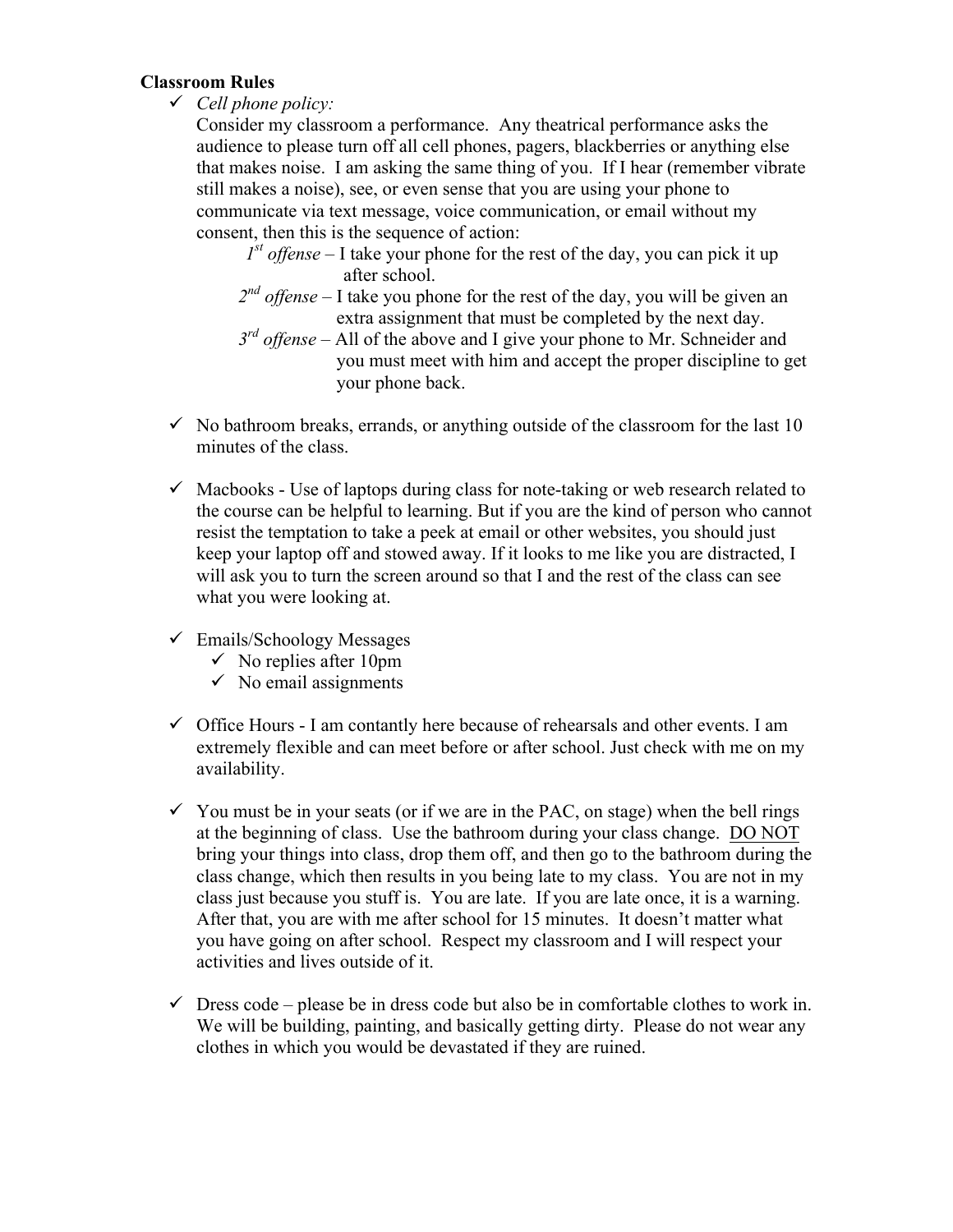**Classroom Rules**

- ✓ *Cell phone policy:*

  Consider my classroom a performance. Any theatrical performance asks the audience to please turn off all cell phones, pagers, blackberries or anything else that makes noise. I am asking the same thing of you. If I hear (remember vibrate still makes a noise), see, or even sense that you are using your phone to communicate via text message, voice communication, or email without my consent, then this is the sequence of action:

  - *1st offense* – I take your phone for the rest of the day, you can pick it up after school.
  - *2nd offense* – I take you phone for the rest of the day, you will be given an extra assignment that must be completed by the next day.
  - *3rd offense* – All of the above and I give your phone to Mr. Schneider and you must meet with him and accept the proper discipline to get your phone back.

- ✓ No bathroom breaks, errands, or anything outside of the classroom for the last 10 minutes of the class.

- ✓ Macbooks - Use of laptops during class for note-taking or web research related to the course can be helpful to learning. But if you are the kind of person who cannot resist the temptation to take a peek at email or other websites, you should just keep your laptop off and stowed away. If it looks to me like you are distracted, I will ask you to turn the screen around so that I and the rest of the class can see what you were looking at.

- ✓ Emails/Schoology Messages
  - ✓ No replies after 10pm
  - ✓ No email assignments

- ✓ Office Hours - I am contantly here because of rehearsals and other events. I am extremely flexible and can meet before or after school. Just check with me on my availability.

- ✓ You must be in your seats (or if we are in the PAC, on stage) when the bell rings at the beginning of class. Use the bathroom during your class change. <u>DO NOT</u> bring your things into class, drop them off, and then go to the bathroom during the class change, which then results in you being late to my class. You are not in my class just because you stuff is. You are late. If you are late once, it is a warning. After that, you are with me after school for 15 minutes. It doesn't matter what you have going on after school. Respect my classroom and I will respect your activities and lives outside of it.

- ✓ Dress code – please be in dress code but also be in comfortable clothes to work in. We will be building, painting, and basically getting dirty. Please do not wear any clothes in which you would be devastated if they are ruined.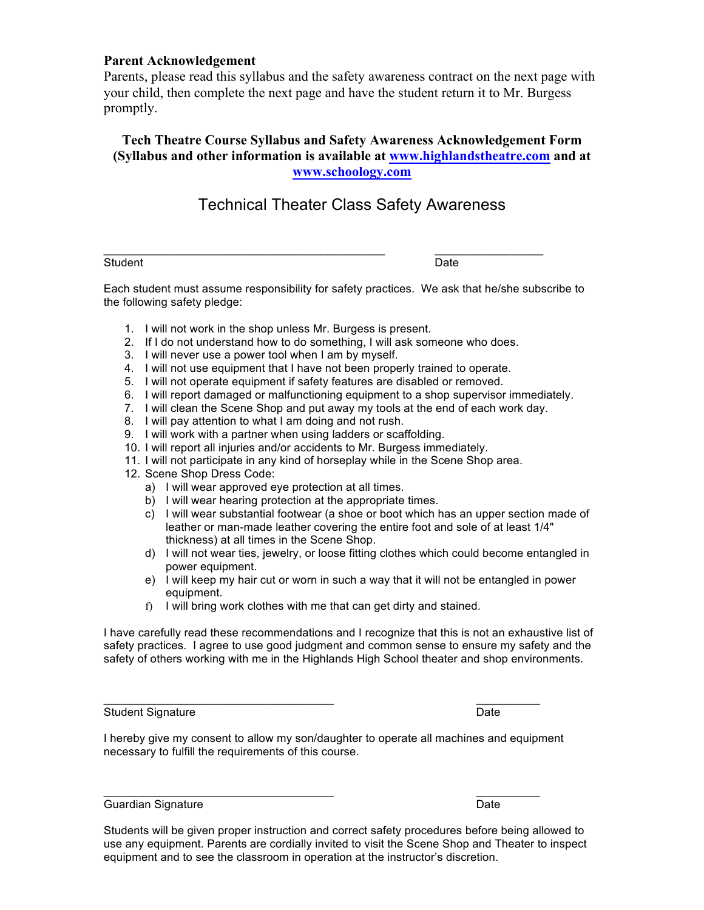**Parent Acknowledgement**

Parents, please read this syllabus and the safety awareness contract on the next page with your child, then complete the next page and have the student return it to Mr. Burgess promptly.

**Tech Theatre Course Syllabus and Safety Awareness Acknowledgement Form (Syllabus and other information is available at [www.highlandstheatre.com](http://www.highlandstheatre.com) and at [www.schoology.com](http://www.schoology.com)**

## Technical Theater Class Safety Awareness

_____________________________________________ _________________

Student Date

Each student must assume responsibility for safety practices. We ask that he/she subscribe to the following safety pledge:

1. I will not work in the shop unless Mr. Burgess is present.
2. If I do not understand how to do something, I will ask someone who does.
3. I will never use a power tool when I am by myself.
4. I will not use equipment that I have not been properly trained to operate.
5. I will not operate equipment if safety features are disabled or removed.
6. I will report damaged or malfunctioning equipment to a shop supervisor immediately.
7. I will clean the Scene Shop and put away my tools at the end of each work day.
8. I will pay attention to what I am doing and not rush.
9. I will work with a partner when using ladders or scaffolding.
10. I will report all injuries and/or accidents to Mr. Burgess immediately.
11. I will not participate in any kind of horseplay while in the Scene Shop area.
12. Scene Shop Dress Code:
    a) I will wear approved eye protection at all times.
    b) I will wear hearing protection at the appropriate times.
    c) I will wear substantial footwear (a shoe or boot which has an upper section made of leather or man-made leather covering the entire foot and sole of at least 1/4" thickness) at all times in the Scene Shop.
    d) I will not wear ties, jewelry, or loose fitting clothes which could become entangled in power equipment.
    e) I will keep my hair cut or worn in such a way that it will not be entangled in power equipment.
    f) I will bring work clothes with me that can get dirty and stained.

I have carefully read these recommendations and I recognize that this is not an exhaustive list of safety practices. I agree to use good judgment and common sense to ensure my safety and the safety of others working with me in the Highlands High School theater and shop environments.

____________________________________ __________

Student Signature Date

I hereby give my consent to allow my son/daughter to operate all machines and equipment necessary to fulfill the requirements of this course.

____________________________________ __________

Guardian Signature Date

Students will be given proper instruction and correct safety procedures before being allowed to use any equipment. Parents are cordially invited to visit the Scene Shop and Theater to inspect equipment and to see the classroom in operation at the instructor's discretion.